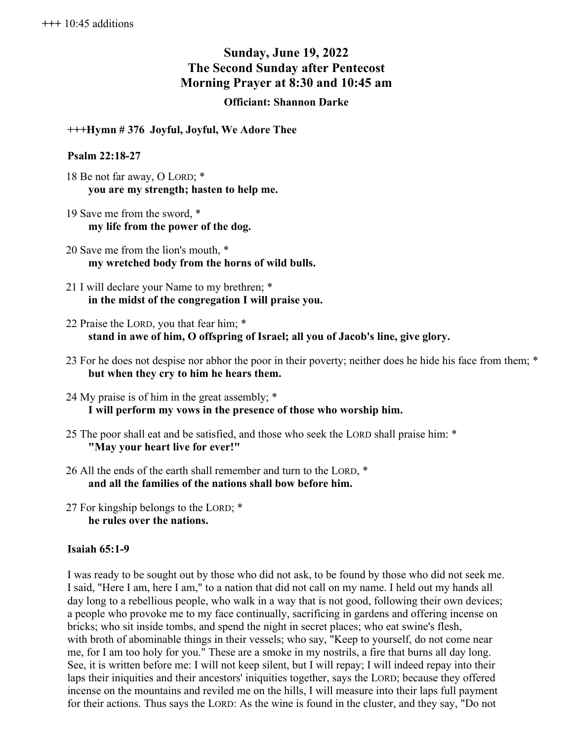+++ 10:45 additions

# Sunday, June 19, 2022
# The Second Sunday after Pentecost
# Morning Prayer at 8:30 and 10:45 am

### Officiant: Shannon Darke

**+++Hymn # 376 Joyful, Joyful, We Adore Thee**

**Psalm 22:18-27**

18 Be not far away, O LORD; *
**you are my strength; hasten to help me.**

19 Save me from the sword, *
**my life from the power of the dog.**

20 Save me from the lion's mouth, *
**my wretched body from the horns of wild bulls.**

21 I will declare your Name to my brethren; *
**in the midst of the congregation I will praise you.**

22 Praise the LORD, you that fear him; *
**stand in awe of him, O offspring of Israel; all you of Jacob's line, give glory.**

23 For he does not despise nor abhor the poor in their poverty; neither does he hide his face from them; *
**but when they cry to him he hears them.**

24 My praise is of him in the great assembly; *
**I will perform my vows in the presence of those who worship him.**

25 The poor shall eat and be satisfied, and those who seek the LORD shall praise him: *
**"May your heart live for ever!"**

26 All the ends of the earth shall remember and turn to the LORD, *
**and all the families of the nations shall bow before him.**

27 For kingship belongs to the LORD; *
**he rules over the nations.**

**Isaiah 65:1-9**

I was ready to be sought out by those who did not ask, to be found by those who did not seek me. I said, "Here I am, here I am," to a nation that did not call on my name. I held out my hands all day long to a rebellious people, who walk in a way that is not good, following their own devices; a people who provoke me to my face continually, sacrificing in gardens and offering incense on bricks; who sit inside tombs, and spend the night in secret places; who eat swine's flesh, with broth of abominable things in their vessels; who say, "Keep to yourself, do not come near me, for I am too holy for you." These are a smoke in my nostrils, a fire that burns all day long. See, it is written before me: I will not keep silent, but I will repay; I will indeed repay into their laps their iniquities and their ancestors' iniquities together, says the LORD; because they offered incense on the mountains and reviled me on the hills, I will measure into their laps full payment for their actions. Thus says the LORD: As the wine is found in the cluster, and they say, "Do not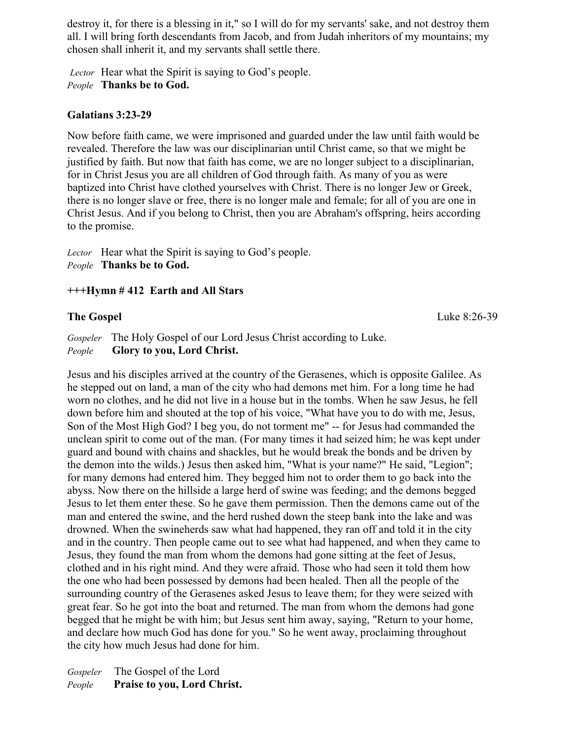destroy it, for there is a blessing in it," so I will do for my servants' sake, and not destroy them all. I will bring forth descendants from Jacob, and from Judah inheritors of my mountains; my chosen shall inherit it, and my servants shall settle there.

*Lector* Hear what the Spirit is saying to God's people.
*People* **Thanks be to God.**

**Galatians 3:23-29**

Now before faith came, we were imprisoned and guarded under the law until faith would be revealed. Therefore the law was our disciplinarian until Christ came, so that we might be justified by faith. But now that faith has come, we are no longer subject to a disciplinarian, for in Christ Jesus you are all children of God through faith. As many of you as were baptized into Christ have clothed yourselves with Christ. There is no longer Jew or Greek, there is no longer slave or free, there is no longer male and female; for all of you are one in Christ Jesus. And if you belong to Christ, then you are Abraham's offspring, heirs according to the promise.

*Lector* Hear what the Spirit is saying to God's people.
*People* **Thanks be to God.**

**+++Hymn # 412 Earth and All Stars**

**The Gospel** Luke 8:26-39

*Gospeler* The Holy Gospel of our Lord Jesus Christ according to Luke.
*People* **Glory to you, Lord Christ.**

Jesus and his disciples arrived at the country of the Gerasenes, which is opposite Galilee. As he stepped out on land, a man of the city who had demons met him. For a long time he had worn no clothes, and he did not live in a house but in the tombs. When he saw Jesus, he fell down before him and shouted at the top of his voice, "What have you to do with me, Jesus, Son of the Most High God? I beg you, do not torment me" -- for Jesus had commanded the unclean spirit to come out of the man. (For many times it had seized him; he was kept under guard and bound with chains and shackles, but he would break the bonds and be driven by the demon into the wilds.) Jesus then asked him, "What is your name?" He said, "Legion"; for many demons had entered him. They begged him not to order them to go back into the abyss. Now there on the hillside a large herd of swine was feeding; and the demons begged Jesus to let them enter these. So he gave them permission. Then the demons came out of the man and entered the swine, and the herd rushed down the steep bank into the lake and was drowned. When the swineherds saw what had happened, they ran off and told it in the city and in the country. Then people came out to see what had happened, and when they came to Jesus, they found the man from whom the demons had gone sitting at the feet of Jesus, clothed and in his right mind. And they were afraid. Those who had seen it told them how the one who had been possessed by demons had been healed. Then all the people of the surrounding country of the Gerasenes asked Jesus to leave them; for they were seized with great fear. So he got into the boat and returned. The man from whom the demons had gone begged that he might be with him; but Jesus sent him away, saying, "Return to your home, and declare how much God has done for you." So he went away, proclaiming throughout the city how much Jesus had done for him.

*Gospeler* The Gospel of the Lord
*People* **Praise to you, Lord Christ.**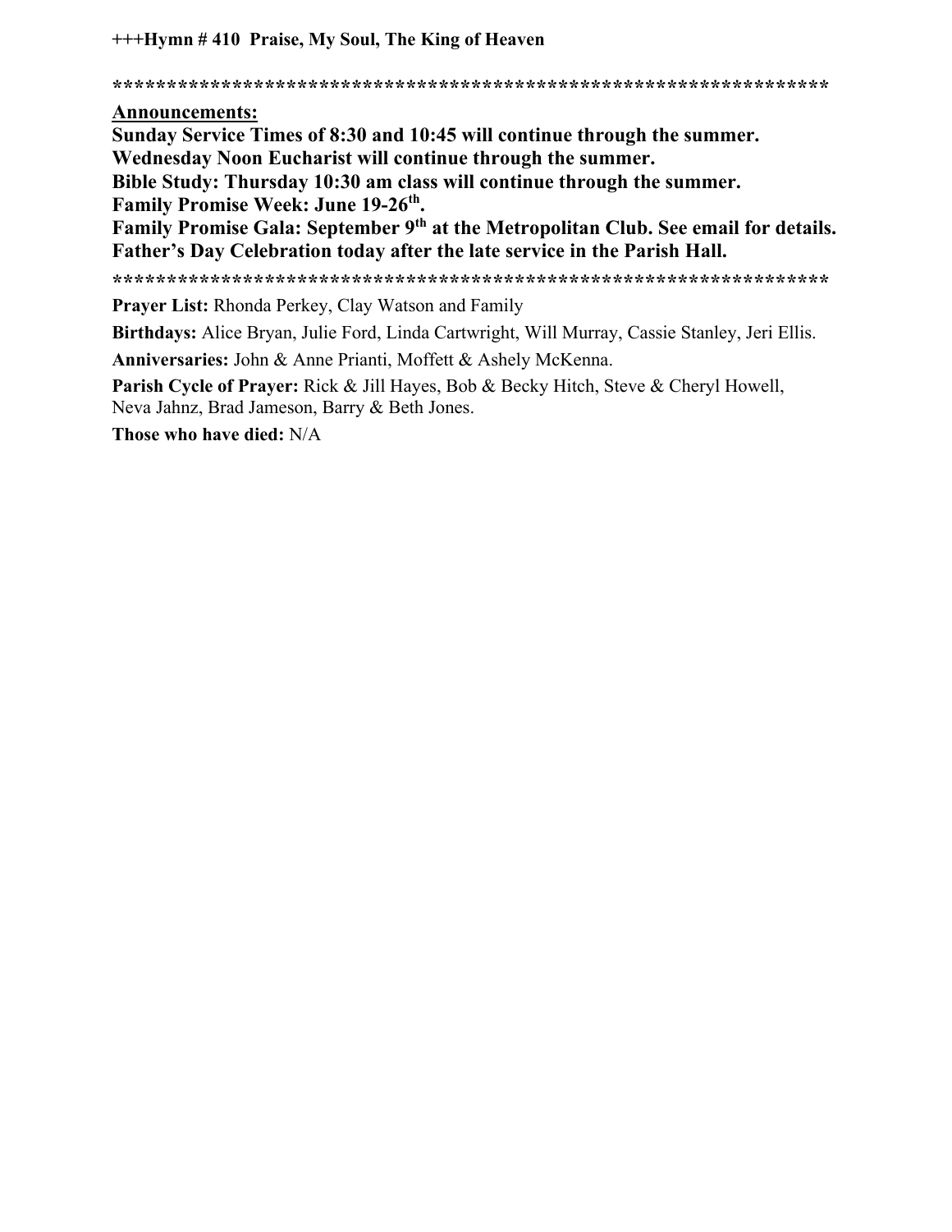**+++Hymn # 410  Praise, My Soul, The King of Heaven**

**\*\*\*\*\*\*\*\*\*\*\*\*\*\*\*\*\*\*\*\*\*\*\*\*\*\*\*\*\*\*\*\*\*\*\*\*\*\*\*\*\*\*\*\*\*\*\*\*\*\*\*\*\*\*\*\*\*\*\*\*\*\*\*\*\*\*\*\*\***

**<u>Announcements:</u>**

**Sunday Service Times of 8:30 and 10:45 will continue through the summer.**
**Wednesday Noon Eucharist will continue through the summer.**
**Bible Study: Thursday 10:30 am class will continue through the summer.**
**Family Promise Week: June 19-26th.**
**Family Promise Gala: September 9th at the Metropolitan Club. See email for details.**
**Father's Day Celebration today after the late service in the Parish Hall.**

**\*\*\*\*\*\*\*\*\*\*\*\*\*\*\*\*\*\*\*\*\*\*\*\*\*\*\*\*\*\*\*\*\*\*\*\*\*\*\*\*\*\*\*\*\*\*\*\*\*\*\*\*\*\*\*\*\*\*\*\*\*\*\*\*\*\*\*\*\***

**Prayer List:** Rhonda Perkey, Clay Watson and Family

**Birthdays:** Alice Bryan, Julie Ford, Linda Cartwright, Will Murray, Cassie Stanley, Jeri Ellis.

**Anniversaries:** John & Anne Prianti, Moffett & Ashely McKenna.

**Parish Cycle of Prayer:** Rick & Jill Hayes, Bob & Becky Hitch, Steve & Cheryl Howell, Neva Jahnz, Brad Jameson, Barry & Beth Jones.

**Those who have died:** N/A